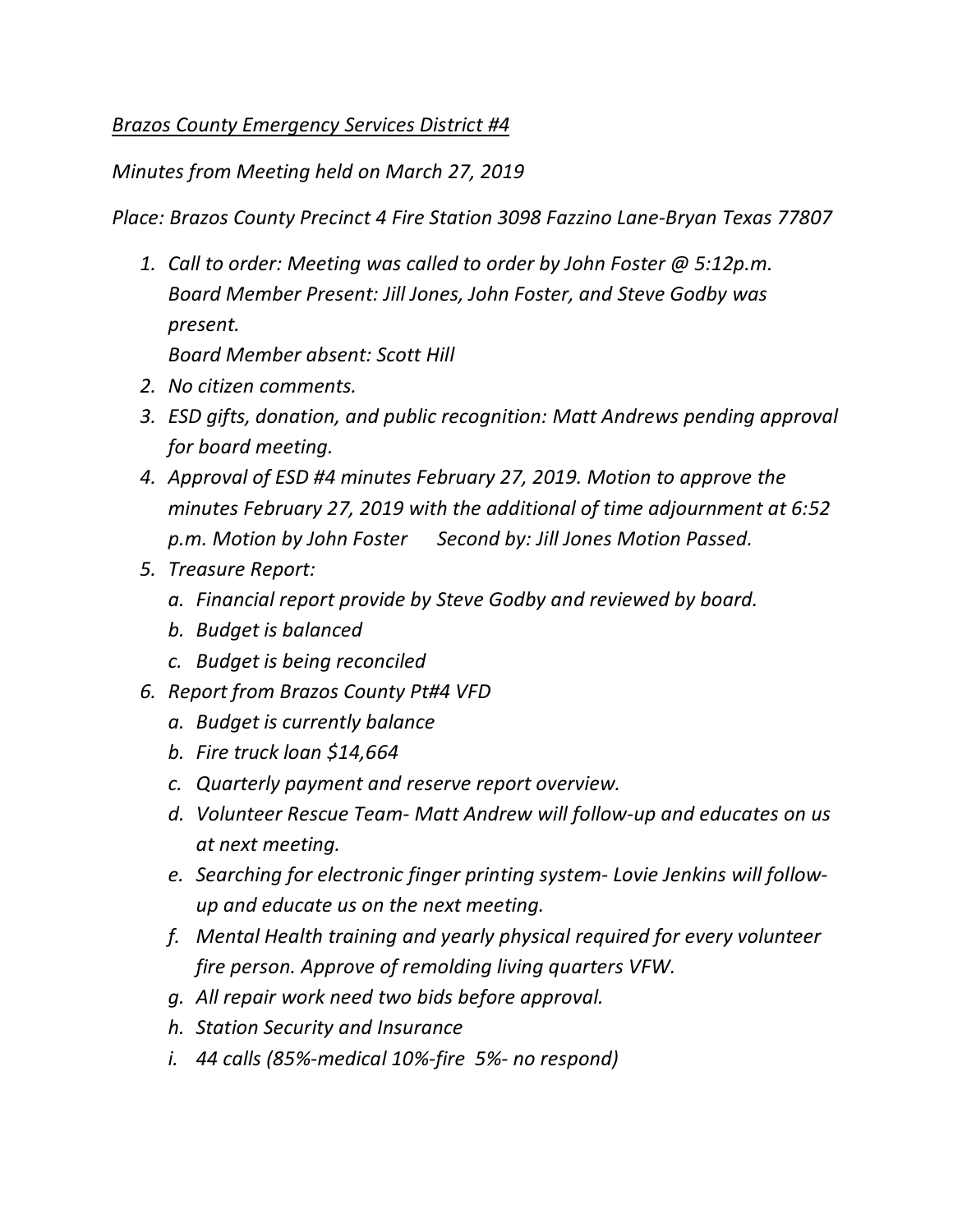*<u>Brazos County Emergency Services District #4</u>*

*Minutes from Meeting held on March 27, 2019*

*Place: Brazos County Precinct 4 Fire Station 3098 Fazzino Lane-Bryan Texas 77807*

1. *Call to order: Meeting was called to order by John Foster @ 5:12p.m. Board Member Present: Jill Jones, John Foster, and Steve Godby was present.*
   *Board Member absent: Scott Hill*
2. *No citizen comments.*
3. *ESD gifts, donation, and public recognition: Matt Andrews pending approval for board meeting.*
4. *Approval of ESD #4 minutes February 27, 2019. Motion to approve the minutes February 27, 2019 with the additional of time adjournment at 6:52 p.m. Motion by John Foster      Second by: Jill Jones Motion Passed.*
5. *Treasure Report:*
   a. *Financial report provide by Steve Godby and reviewed by board.*
   b. *Budget is balanced*
   c. *Budget is being reconciled*
6. *Report from Brazos County Pt#4 VFD*
   a. *Budget is currently balance*
   b. *Fire truck loan $14,664*
   c. *Quarterly payment and reserve report overview.*
   d. *Volunteer Rescue Team- Matt Andrew will follow-up and educates on us at next meeting.*
   e. *Searching for electronic finger printing system- Lovie Jenkins will follow-up and educate us on the next meeting.*
   f. *Mental Health training and yearly physical required for every volunteer fire person. Approve of remolding living quarters VFW.*
   g. *All repair work need two bids before approval.*
   h. *Station Security and Insurance*
   i. *44 calls (85%-medical 10%-fire  5%- no respond)*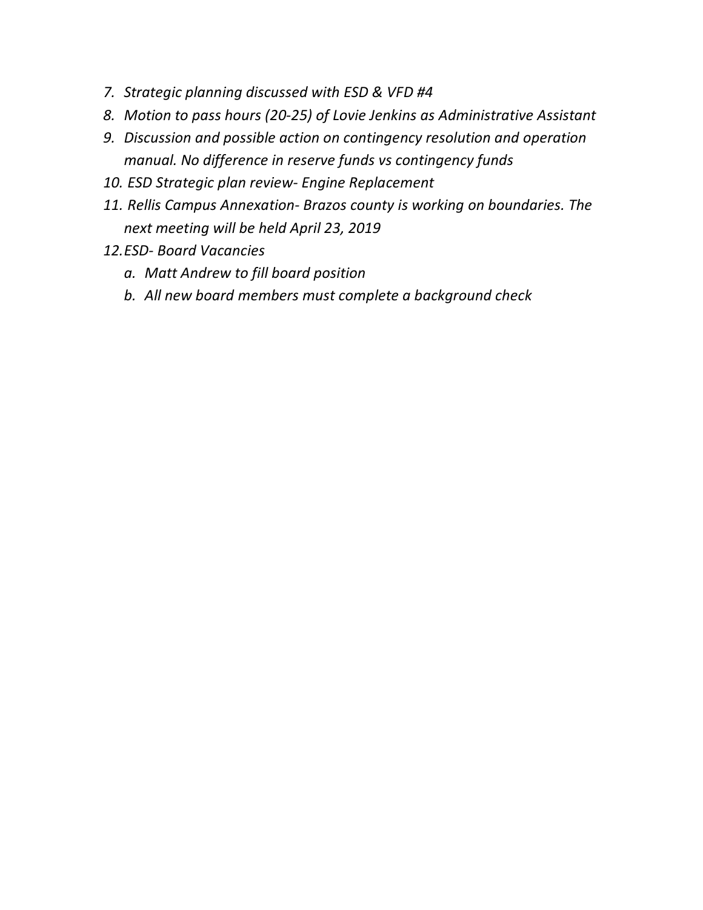7. *Strategic planning discussed with ESD & VFD #4*
8. *Motion to pass hours (20-25) of Lovie Jenkins as Administrative Assistant*
9. *Discussion and possible action on contingency resolution and operation manual. No difference in reserve funds vs contingency funds*
10. *ESD Strategic plan review- Engine Replacement*
11. *Rellis Campus Annexation- Brazos county is working on boundaries. The next meeting will be held April 23, 2019*
12. *ESD- Board Vacancies*
    a. *Matt Andrew to fill board position*
    b. *All new board members must complete a background check*